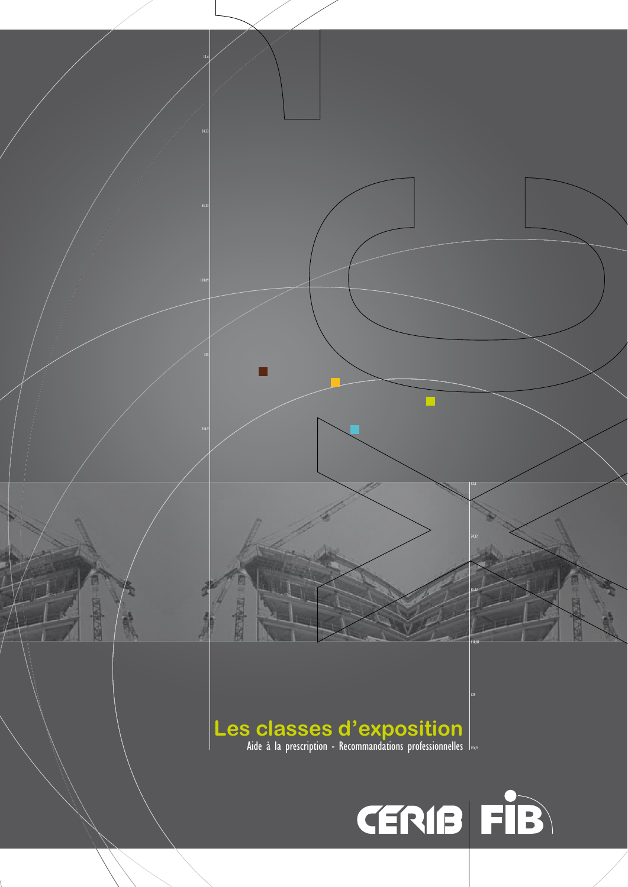# Les classes d'exposition

Aide à la prescription - Recommandations professionnelles

CERIB | FIB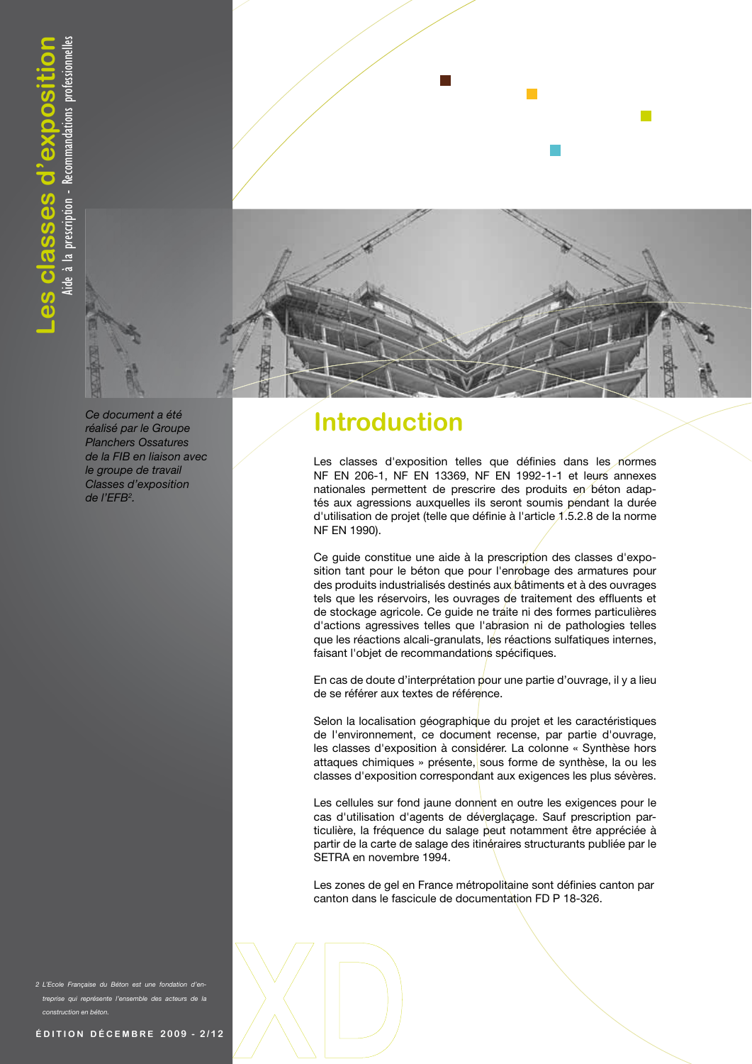*Ce document a été réalisé par le Groupe Planchers Ossatures de la FIB en liaison avec le groupe de travail Classes d'exposition de l'EFB[2].*

# Introduction

Les classes d'exposition telles que définies dans les normes NF EN 206-1, NF EN 13369, NF EN 1992-1-1 et leurs annexes nationales permettent de prescrire des produits en béton adaptés aux agressions auxquelles ils seront soumis pendant la durée d'utilisation de projet (telle que définie à l'article 1.5.2.8 de la norme NF EN 1990).

Ce guide constitue une aide à la prescription des classes d'exposition tant pour le béton que pour l'enrobage des armatures pour des produits industrialisés destinés aux bâtiments et à des ouvrages tels que les réservoirs, les ouvrages de traitement des effluents et de stockage agricole. Ce guide ne traite ni des formes particulières d'actions agressives telles que l'abrasion ni de pathologies telles que les réactions alcali-granulats, les réactions sulfatiques internes, faisant l'objet de recommandations spécifiques.

En cas de doute d'interprétation pour une partie d'ouvrage, il y a lieu de se référer aux textes de référence.

Selon la localisation géographique du projet et les caractéristiques de l'environnement, ce document recense, par partie d'ouvrage, les classes d'exposition à considérer. La colonne « Synthèse hors attaques chimiques » présente, sous forme de synthèse, la ou les classes d'exposition correspondant aux exigences les plus sévères.

Les cellules sur fond jaune donnent en outre les exigences pour le cas d'utilisation d'agents de déverglaçage. Sauf prescription particulière, la fréquence du salage peut notamment être appréciée à partir de la carte de salage des itinéraires structurants publiée par le SETRA en novembre 1994.

Les zones de gel en France métropolitaine sont définies canton par canton dans le fascicule de documentation FD P 18-326.

*2 L'Ecole Française du Béton est une fondation d'entreprise qui représente l'ensemble des acteurs de la construction en béton.*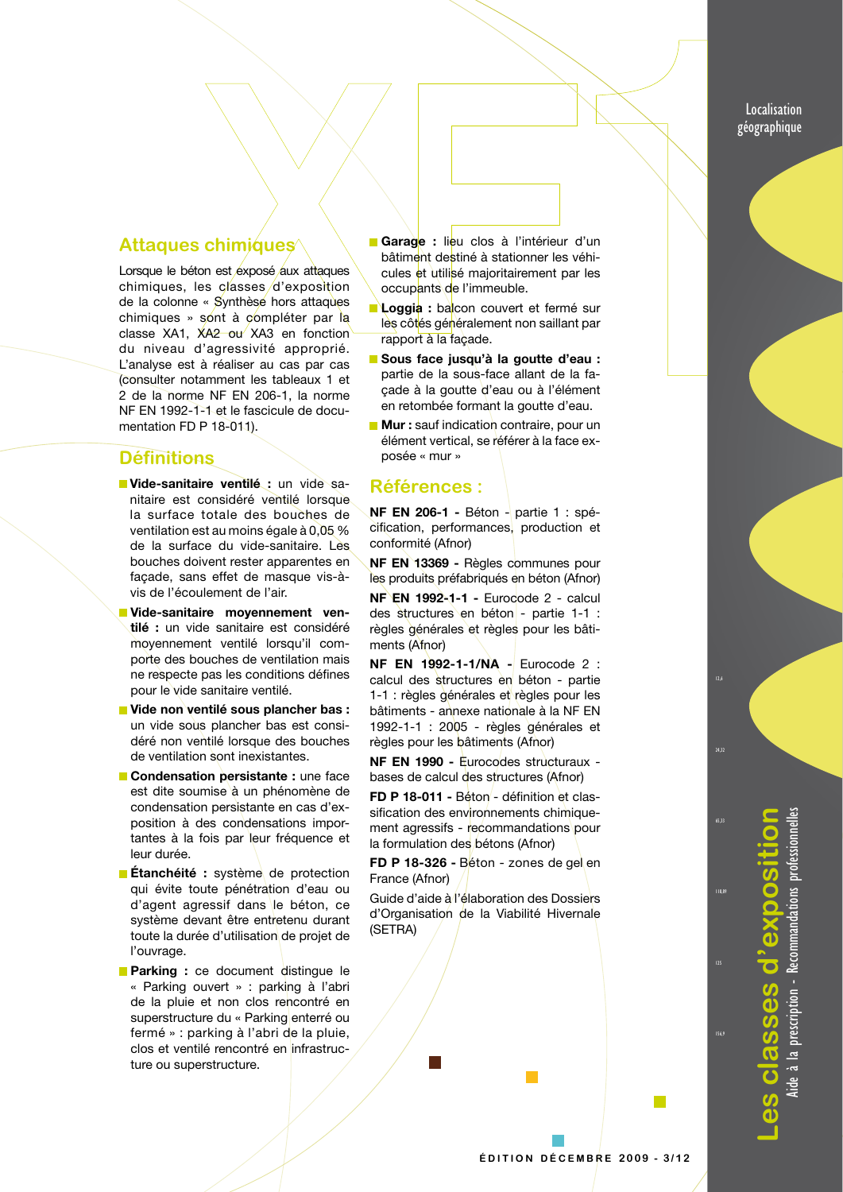## Attaques chimiques

Lorsque le béton est exposé aux attaques chimiques, les classes d'exposition de la colonne « Synthèse hors attaques chimiques » sont à compléter par la classe XA1, XA2 ou XA3 en fonction du niveau d'agressivité approprié. L'analyse est à réaliser au cas par cas (consulter notamment les tableaux 1 et 2 de la norme NF EN 206-1, la norme NF EN 1992-1-1 et le fascicule de documentation FD P 18-011).

## Définitions

- **Vide-sanitaire ventilé :** un vide sanitaire est considéré ventilé lorsque la surface totale des bouches de ventilation est au moins égale à 0,05 % de la surface du vide-sanitaire. Les bouches doivent rester apparentes en façade, sans effet de masque vis-à-vis de l'écoulement de l'air.
- **Vide-sanitaire moyennement ventilé :** un vide sanitaire est considéré moyennement ventilé lorsqu'il comporte des bouches de ventilation mais ne respecte pas les conditions définies pour le vide sanitaire ventilé.
- **Vide non ventilé sous plancher bas :** un vide sous plancher bas est considéré non ventilé lorsque des bouches de ventilation sont inexistantes.
- **Condensation persistante :** une face est dite soumise à un phénomène de condensation persistante en cas d'exposition à des condensations importantes à la fois par leur fréquence et leur durée.
- **Étanchéité :** système de protection qui évite toute pénétration d'eau ou d'agent agressif dans le béton, ce système devant être entretenu durant toute la durée d'utilisation de projet de l'ouvrage.
- **Parking :** ce document distingue le « Parking ouvert » : parking à l'abri de la pluie et non clos rencontré en superstructure du « Parking enterré ou fermé » : parking à l'abri de la pluie, clos et ventilé rencontré en infrastructure ou superstructure.
- **Garage :** lieu clos à l'intérieur d'un bâtiment destiné à stationner les véhicules et utilisé majoritairement par les occupants de l'immeuble.
- **Loggia :** balcon couvert et fermé sur les côtés généralement non saillant par rapport à la façade.
- **Sous face jusqu'à la goutte d'eau :** partie de la sous-face allant de la façade à la goutte d'eau ou à l'élément en retombée formant la goutte d'eau.
- **Mur :** sauf indication contraire, pour un élément vertical, se référer à la face exposée « mur »

## Références :

**NF EN 206-1 -** Béton - partie 1 : spécification, performances, production et conformité (Afnor)

**NF EN 13369 -** Règles communes pour les produits préfabriqués en béton (Afnor)

**NF EN 1992-1-1 -** Eurocode 2 - calcul des structures en béton - partie 1-1 : règles générales et règles pour les bâtiments (Afnor)

**NF EN 1992-1-1/NA -** Eurocode 2 : calcul des structures en béton - partie 1-1 : règles générales et règles pour les bâtiments - annexe nationale à la NF EN 1992-1-1 : 2005 - règles générales et règles pour les bâtiments (Afnor)

**NF EN 1990 -** Eurocodes structuraux - bases de calcul des structures (Afnor)

**FD P 18-011 -** Béton - définition et classification des environnements chimiquement agressifs - recommandations pour la formulation des bétons (Afnor)

**FD P 18-326 -** Béton - zones de gel en France (Afnor)

Guide d'aide à l'élaboration des Dossiers d'Organisation de la Viabilité Hivernale (SETRA)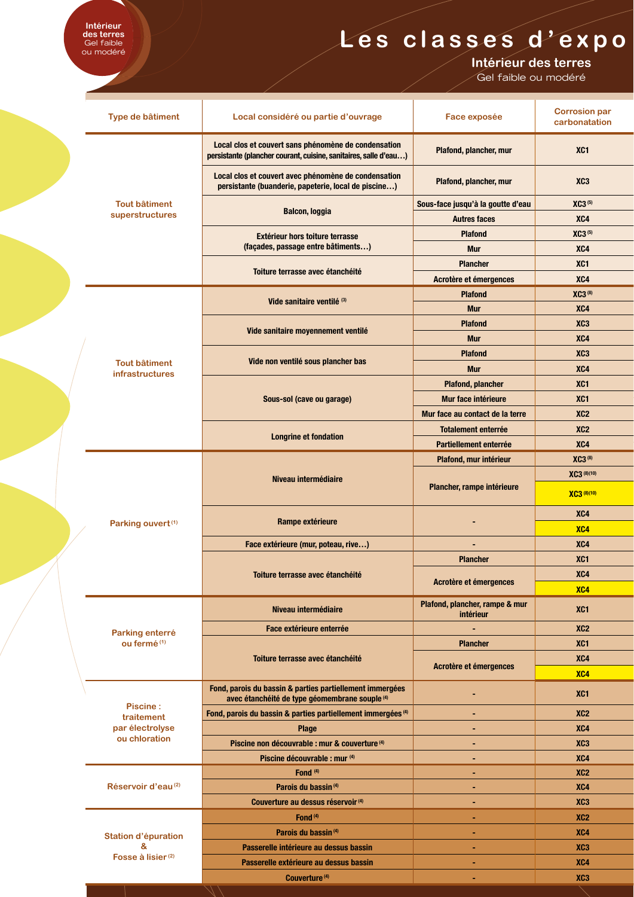Intérieur des terres
Gel faible ou modéré

# Les classes d'expo

## Intérieur des terres

Gel faible ou modéré

| Type de bâtiment | Local considéré ou partie d'ouvrage | Face exposée | Corrosion par carbonatation |
|---|---|---|---|
| Tout bâtiment superstructures | Local clos et couvert sans phénomène de condensation persistante (plancher courant, cuisine, sanitaires, salle d'eau…) | Plafond, plancher, mur | XC1 |
| | Local clos et couvert avec phénomène de condensation persistante (buanderie, papeterie, local de piscine…) | Plafond, plancher, mur | XC3 |
| | Balcon, loggia | Sous-face jusqu'à la goutte d'eau | XC3 [5] |
| | | Autres faces | XC4 |
| | Extérieur hors toiture terrasse (façades, passage entre bâtiments…) | Plafond | XC3 [5] |
| | | Mur | XC4 |
| | Toiture terrasse avec étanchéité | Plancher | XC1 |
| | | Acrotère et émergences | XC4 |
| Tout bâtiment infrastructures | Vide sanitaire ventilé [3] | Plafond | XC3 [8] |
| | | Mur | XC4 |
| | Vide sanitaire moyennement ventilé | Plafond | XC3 |
| | | Mur | XC4 |
| | Vide non ventilé sous plancher bas | Plafond | XC3 |
| | | Mur | XC4 |
| | Sous-sol (cave ou garage) | Plafond, plancher | XC1 |
| | | Mur face intérieure | XC1 |
| | | Mur face au contact de la terre | XC2 |
| | Longrine et fondation | Totalement enterrée | XC2 |
| | | Partiellement enterrée | XC4 |
| Parking ouvert [1] | Niveau intermédiaire | Plafond, mur intérieur | XC3 [8] |
| | | Plancher, rampe intérieure | XC3 [8][10] |
| | | | XC3 [8][10] |
| | Rampe extérieure | - | XC4 |
| | | | XC4 |
| | Face extérieure (mur, poteau, rive…) | - | XC4 |
| | Toiture terrasse avec étanchéité | Plancher | XC1 |
| | | Acrotère et émergences | XC4 |
| | | | XC4 |
| Parking enterré ou fermé [1] | Niveau intermédiaire | Plafond, plancher, rampe & mur intérieur | XC1 |
| | Face extérieure enterrée | - | XC2 |
| | Toiture terrasse avec étanchéité | Plancher | XC1 |
| | | Acrotère et émergences | XC4 |
| | | | XC4 |
| Piscine : traitement par électrolyse ou chloration | Fond, parois du bassin & parties partiellement immergées avec étanchéité de type géomembrane souple [4] | - | XC1 |
| | Fond, parois du bassin & parties partiellement immergées [4] | - | XC2 |
| | Plage | - | XC4 |
| | Piscine non découvrable : mur & couverture [4] | - | XC3 |
| | Piscine découvrable : mur [4] | - | XC4 |
| Réservoir d'eau [2] | Fond [4] | - | XC2 |
| | Parois du bassin [4] | - | XC4 |
| | Couverture au dessus réservoir [4] | - | XC3 |
| Station d'épuration & Fosse à lisier [2] | Fond [4] | - | XC2 |
| | Parois du bassin [4] | - | XC4 |
| | Passerelle intérieure au dessus bassin | - | XC3 |
| | Passerelle extérieure au dessus bassin | - | XC4 |
| | Couverture [4] | - | XC3 |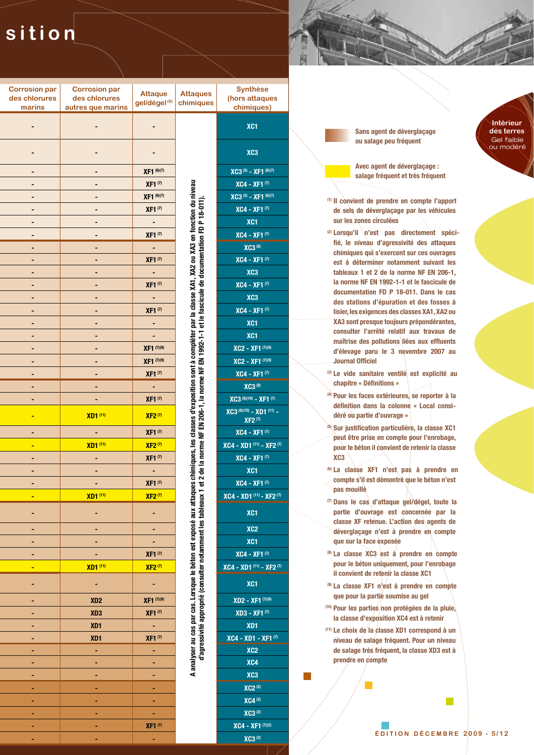# sition

| Corrosion par des chlorures marins | Corrosion par des chlorures autres que marins | Attaque gel/dégel [6] | Attaques chimiques | Synthèse (hors attaques chimiques) |
|---|---|---|---|---|
| - | - | - | A analyser au cas par cas. Lorsque le béton est exposé aux attaques chimiques, les classes d'exposition sont à compléter par la classe XA1, XA2 ou XA3 en fonction du niveau d'agressivité approprié (consulter notamment les tableaux 1 et 2 de la norme NF EN 206-1, la norme NF EN 1992-1-1 et le fascicule de documentation FD P 18-011). | XC1 |
| - | - | - | | XC3 |
| - | - | XF1 [6][7] | | XC3 [5] - XF1 [6][7] |
| - | - | XF1 [7] | | XC4 - XF1 [7] |
| - | - | XF1 [6][7] | | XC3 [5] - XF1 [6][7] |
| - | - | XF1 [7] | | XC4 - XF1 [7] |
| - | - | - | | XC1 |
| - | - | XF1 [7] | | XC4 - XF1 [7] |
| - | - | - | | XC3 [8] |
| - | - | XF1 [7] | | XC4 - XF1 [7] |
| - | - | - | | XC3 |
| - | - | XF1 [7] | | XC4 - XF1 [7] |
| - | - | - | | XC3 |
| - | - | XF1 [7] | | XC4 - XF1 [7] |
| - | - | - | | XC1 |
| - | - | - | | XC1 |
| - | - | XF1 [7][9] | | XC2 - XF1 [7][9] |
| - | - | XF1 [7][9] | | XC2 - XF1 [7][9] |
| - | - | XF1 [7] | | XC4 - XF1 [7] |
| - | - | - | | XC3 [8] |
| - | - | XF1 [7] | | XC3 [8][10] - XF1 [7] |
| - | XD1 [11] | XF2 [7] | | XC3 [8][10] - XD1 [11] - XF2 [7] |
| - | - | XF1 [7] | | XC4 - XF1 [7] |
| - | XD1 [11] | XF2 [7] | | XC4 - XD1 [11] - XF2 [7] |
| - | - | XF1 [7] | | XC4 - XF1 [7] |
| - | - | - | | XC1 |
| - | - | XF1 [7] | | XC4 - XF1 [7] |
| - | XD1 [11] | XF2 [7] | | XC4 - XD1 [11] - XF2 [7] |
| - | - | - | | XC1 |
| - | - | - | | XC2 |
| - | - | - | | XC1 |
| - | - | XF1 [7] | | XC4 - XF1 [7] |
| - | XD1 [11] | XF2 [7] | | XC4 - XD1 [11] - XF2 [7] |
| - | - | - | | XC1 |
| - | XD2 | XF1 [7][9] | | XD2 - XF1 [7][9] |
| - | XD3 | XF1 [7] | | XD3 - XF1 [7] |
| - | XD1 | - | | XD1 |
| - | XD1 | XF1 [7] | | XC4 - XD1 - XF1 [7] |
| - | - | - | | XC2 |
| - | - | - | | XC4 |
| - | - | - | | XC3 |
| - | - | - | | XC2 [2] |
| - | - | - | | XC4 [2] |
| - | - | - | | XC3 [2] |
| - | - | XF1 [7] | | XC4 - XF1 [7][2] |
| - | - | - | | XC3 [2] |

**Intérieur des terres**
Gel faible ou modéré

Sans agent de déverglaçage ou salage peu fréquent

Avec agent de déverglaçage : salage fréquent et très fréquent

[1] Il convient de prendre en compte l'apport de sels de déverglaçage par les véhicules sur les zones circulées

[2] Lorsqu'il n'est pas directement spécifié, le niveau d'agressivité des attaques chimiques qui s'exercent sur ces ouvrages est à déterminer notamment suivant les tableaux 1 et 2 de la norme NF EN 206-1, la norme NF EN 1992-1-1 et le fascicule de documentation FD P 18-011. Dans le cas des stations d'épuration et des fosses à lisier, les exigences des classes XA1, XA2 ou XA3 sont presque toujours prépondérantes, consulter l'arrêté relatif aux travaux de maîtrise des pollutions liées aux effluents d'élevage paru le 3 novembre 2007 au Journal Officiel

[3] Le vide sanitaire ventilé est explicité au chapitre « Définitions »

[4] Pour les faces extérieures, se reporter à la définition dans la colonne « Local considéré ou partie d'ouvrage »

[5] Sur justification particulière, la classe XC1 peut être prise en compte pour l'enrobage, pour le béton il convient de retenir la classe XC3

[6] La classe XF1 n'est pas à prendre en compte s'il est démontré que le béton n'est pas mouillé

[7] Dans le cas d'attaque gel/dégel, toute la partie d'ouvrage est concernée par la classe XF retenue. L'action des agents de déverglaçage n'est à prendre en compte que sur la face exposée

[8] La classe XC3 est à prendre en compte pour le béton uniquement, pour l'enrobage il convient de retenir la classe XC1

[9] La classe XF1 n'est à prendre en compte que pour la partie soumise au gel

[10] Pour les parties non protégées de la pluie, la classe d'exposition XC4 est à retenir

[11] Le choix de la classe XD1 correspond à un niveau de salage fréquent. Pour un niveau de salage très fréquent, la classe XD3 est à prendre en compte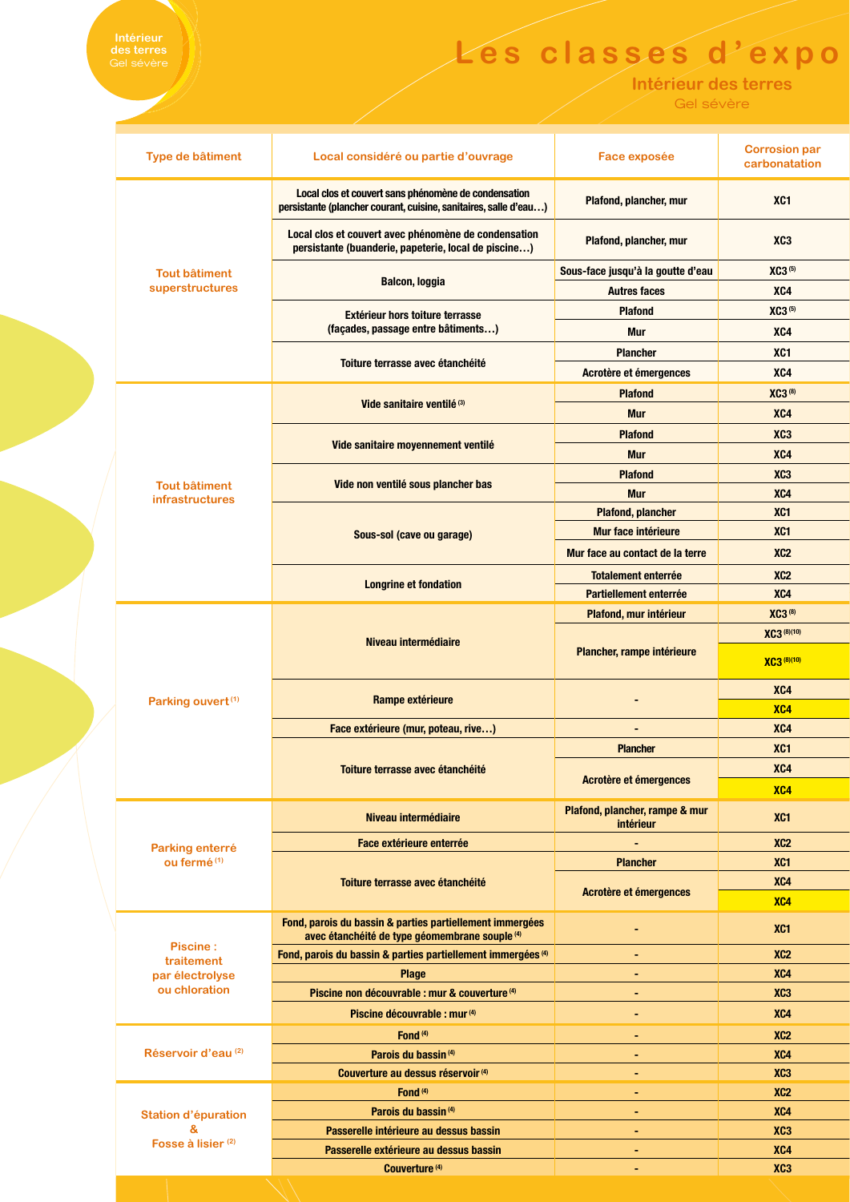# Les classes d'expo

## Intérieur des terres

Gel sévère

| Type de bâtiment | Local considéré ou partie d'ouvrage | Face exposée | Corrosion par carbonatation |
|---|---|---|---|
| Tout bâtiment superstructures | Local clos et couvert sans phénomène de condensation persistante (plancher courant, cuisine, sanitaires, salle d'eau…) | Plafond, plancher, mur | XC1 |
| | Local clos et couvert avec phénomène de condensation persistante (buanderie, papeterie, local de piscine…) | Plafond, plancher, mur | XC3 |
| | Balcon, loggia | Sous-face jusqu'à la goutte d'eau | XC3 (5) |
| | | Autres faces | XC4 |
| | Extérieur hors toiture terrasse (façades, passage entre bâtiments…) | Plafond | XC3 (5) |
| | | Mur | XC4 |
| | Toiture terrasse avec étanchéité | Plancher | XC1 |
| | | Acrotère et émergences | XC4 |
| Tout bâtiment infrastructures | Vide sanitaire ventilé (3) | Plafond | XC3 (8) |
| | | Mur | XC4 |
| | Vide sanitaire moyennement ventilé | Plafond | XC3 |
| | | Mur | XC4 |
| | Vide non ventilé sous plancher bas | Plafond | XC3 |
| | | Mur | XC4 |
| | Sous-sol (cave ou garage) | Plafond, plancher | XC1 |
| | | Mur face intérieure | XC1 |
| | | Mur face au contact de la terre | XC2 |
| | Longrine et fondation | Totalement enterrée | XC2 |
| | | Partiellement enterrée | XC4 |
| Parking ouvert (1) | Niveau intermédiaire | Plafond, mur intérieur | XC3 (8) |
| | | Plancher, rampe intérieure | XC3 (8)(10) |
| | | | XC3 (8)(10) |
| | Rampe extérieure | - | XC4 |
| | | | XC4 |
| | Face extérieure (mur, poteau, rive…) | - | XC4 |
| | Toiture terrasse avec étanchéité | Plancher | XC1 |
| | | Acrotère et émergences | XC4 |
| | | | XC4 |
| Parking enterré ou fermé (1) | Niveau intermédiaire | Plafond, plancher, rampe & mur intérieur | XC1 |
| | Face extérieure enterrée | - | XC2 |
| | Toiture terrasse avec étanchéité | Plancher | XC1 |
| | | Acrotère et émergences | XC4 |
| | | | XC4 |
| Piscine : traitement par électrolyse ou chloration | Fond, parois du bassin & parties partiellement immergées avec étanchéité de type géomembrane souple (4) | - | XC1 |
| | Fond, parois du bassin & parties partiellement immergées (4) | - | XC2 |
| | Plage | - | XC4 |
| | Piscine non découvrable : mur & couverture (4) | - | XC3 |
| | Piscine découvrable : mur (4) | - | XC4 |
| Réservoir d'eau (2) | Fond (4) | - | XC2 |
| | Parois du bassin (4) | - | XC4 |
| | Couverture au dessus réservoir (4) | - | XC3 |
| Station d'épuration & Fosse à lisier (2) | Fond (4) | - | XC2 |
| | Parois du bassin (4) | - | XC4 |
| | Passerelle intérieure au dessus bassin | - | XC3 |
| | Passerelle extérieure au dessus bassin | - | XC4 |
| | Couverture (4) | - | XC3 |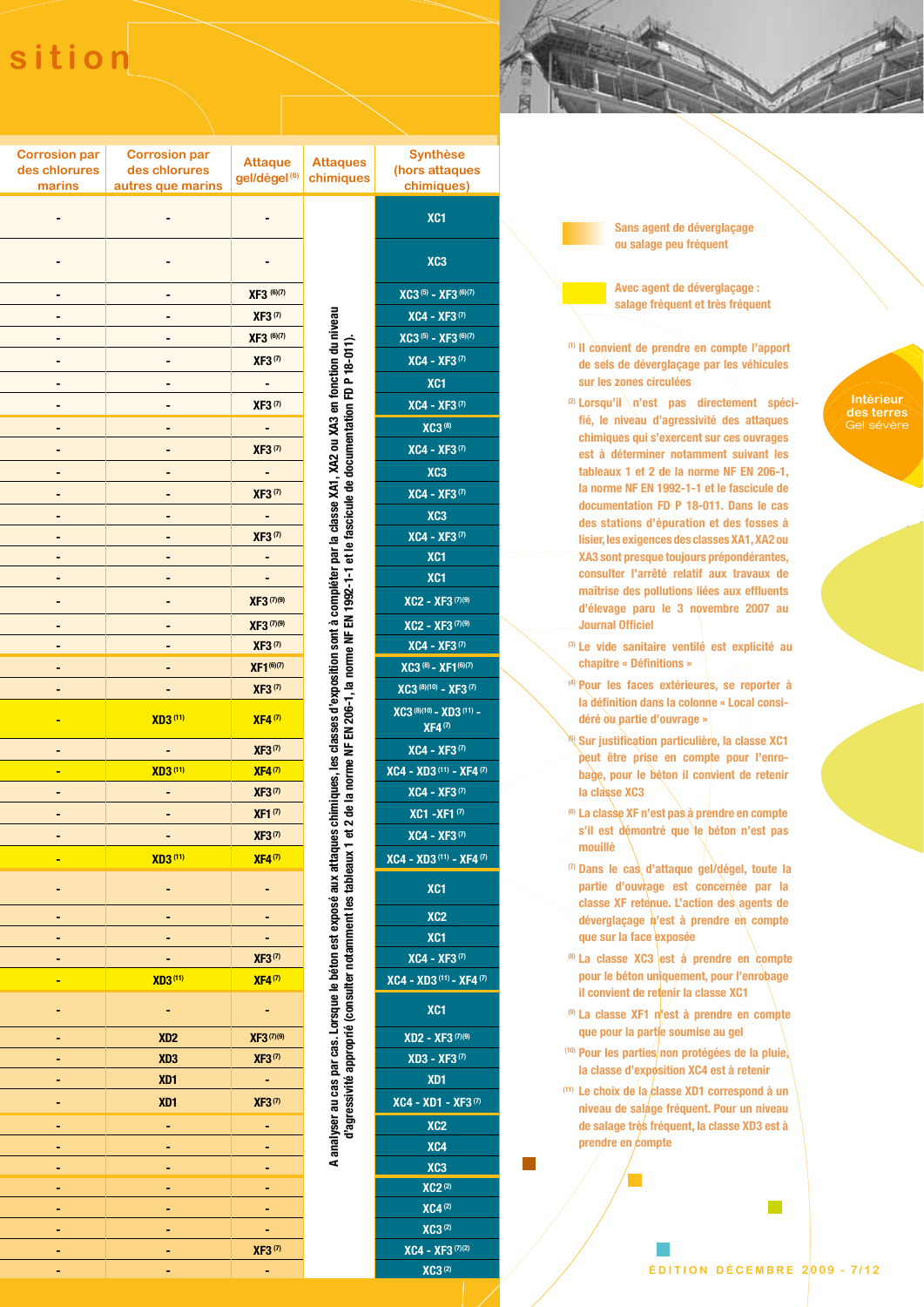sition

| Corrosion par des chlorures marins | Corrosion par des chlorures autres que marins | Attaque gel/dégel [6] | Attaques chimiques | Synthèse (hors attaques chimiques) |
|---|---|---|---|---|
| - | - | - | A analyser au cas par cas. Lorsque le béton est exposé aux attaques chimiques, les classes d'exposition sont à compléter par la classe XA1, XA2 ou XA3 en fonction du niveau d'agressivité approprié (consulter notamment les tableaux 1 et 2 de la norme NF EN 206-1, la norme NF EN 1992-1-1 et le fascicule de documentation FD P 18-011). | XC1 |
| - | - | - | | XC3 |
| - | - | XF3 [6][7] | | XC3 [5] - XF3 [6][7] |
| - | - | XF3 [7] | | XC4 - XF3 [7] |
| - | - | XF3 [6][7] | | XC3 [5] - XF3 [6][7] |
| - | - | XF3 [7] | | XC4 - XF3 [7] |
| - | - | - | | XC1 |
| - | - | XF3 [7] | | XC4 - XF3 [7] |
| - | - | - | | XC3 [8] |
| - | - | XF3 [7] | | XC4 - XF3 [7] |
| - | - | - | | XC3 |
| - | - | XF3 [7] | | XC4 - XF3 [7] |
| - | - | - | | XC3 |
| - | - | XF3 [7] | | XC4 - XF3 [7] |
| - | - | - | | XC1 |
| - | - | - | | XC1 |
| - | - | XF3 [7][9] | | XC2 - XF3 [7][9] |
| - | - | XF3 [7][9] | | XC2 - XF3 [7][9] |
| - | - | XF3 [7] | | XC4 - XF3 [7] |
| - | - | XF1 [6][7] | | XC3 [8] - XF1 [6][7] |
| - | - | XF3 [7] | | XC3 [8][10] - XF3 [7] |
| - | XD3 [11] | XF4 [7] | | XC3 [8][10] - XD3 [11] - XF4 [7] |
| - | - | XF3 [7] | | XC4 - XF3 [7] |
| - | XD3 [11] | XF4 [7] | | XC4 - XD3 [11] - XF4 [7] |
| - | - | XF3 [7] | | XC4 - XF3 [7] |
| - | - | XF1 [7] | | XC1 -XF1 [7] |
| - | - | XF3 [7] | | XC4 - XF3 [7] |
| - | XD3 [11] | XF4 [7] | | XC4 - XD3 [11] - XF4 [7] |
| - | - | - | | XC1 |
| - | - | - | | XC2 |
| - | - | - | | XC1 |
| - | - | XF3 [7] | | XC4 - XF3 [7] |
| - | XD3 [11] | XF4 [7] | | XC4 - XD3 [11] - XF4 [7] |
| - | - | - | | XC1 |
| - | XD2 | XF3 [7][9] | | XD2 - XF3 [7][9] |
| - | XD3 | XF3 [7] | | XD3 - XF3 [7] |
| - | XD1 | - | | XD1 |
| - | XD1 | XF3 [7] | | XC4 - XD1 - XF3 [7] |
| - | - | - | | XC2 |
| - | - | - | | XC4 |
| - | - | - | | XC3 |
| - | - | - | | XC2 [2] |
| - | - | - | | XC4 [2] |
| - | - | - | | XC3 [2] |
| - | - | XF3 [7] | | XC4 - XF3 [7][2] |
| - | - | - | | XC3 [2] |

Sans agent de déverglaçage ou salage peu fréquent

Avec agent de déverglaçage : salage fréquent et très fréquent

Intérieur des terres
Gel sévère

[1] Il convient de prendre en compte l'apport de sels de déverglaçage par les véhicules sur les zones circulées

[2] Lorsqu'il n'est pas directement spécifié, le niveau d'agressivité des attaques chimiques qui s'exercent sur ces ouvrages est à déterminer notamment suivant les tableaux 1 et 2 de la norme NF EN 206-1, la norme NF EN 1992-1-1 et le fascicule de documentation FD P 18-011. Dans le cas des stations d'épuration et des fosses à lisier, les exigences des classes XA1, XA2 ou XA3 sont presque toujours prépondérantes, consulter l'arrêté relatif aux travaux de maîtrise des pollutions liées aux effluents d'élevage paru le 3 novembre 2007 au Journal Officiel

[3] Le vide sanitaire ventilé est explicité au chapitre « Définitions »

[4] Pour les faces extérieures, se reporter à la définition dans la colonne « Local considéré ou partie d'ouvrage »

[5] Sur justification particulière, la classe XC1 peut être prise en compte pour l'enrobage, pour le béton il convient de retenir la classe XC3

[6] La classe XF n'est pas à prendre en compte s'il est démontré que le béton n'est pas mouillé

[7] Dans le cas d'attaque gel/dégel, toute la partie d'ouvrage est concernée par la classe XF retenue. L'action des agents de déverglaçage n'est à prendre en compte que sur la face exposée

[8] La classe XC3 est à prendre en compte pour le béton uniquement, pour l'enrobage il convient de retenir la classe XC1

[9] La classe XF1 n'est à prendre en compte que pour la partie soumise au gel

[10] Pour les parties non protégées de la pluie, la classe d'exposition XC4 est à retenir

[11] Le choix de la classe XD1 correspond à un niveau de salage fréquent. Pour un niveau de salage très fréquent, la classe XD3 est à prendre en compte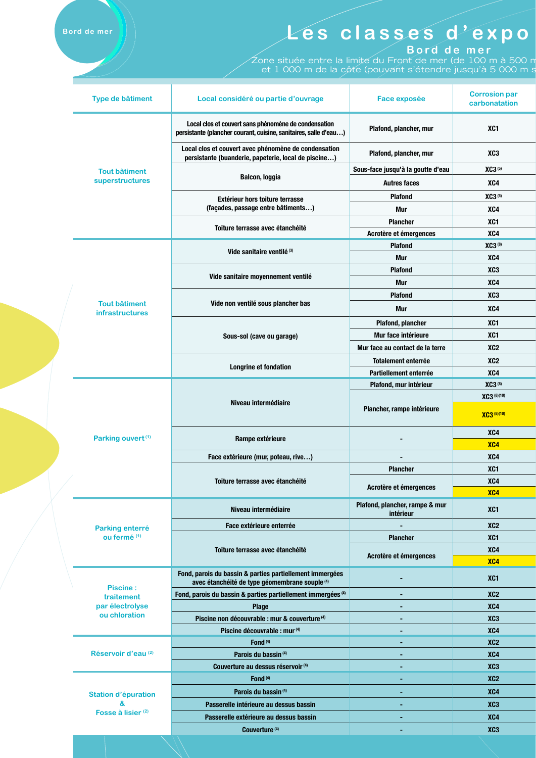Bord de mer

# Les classes d'expo

## Bord de mer

Zone située entre la limite du Front de mer (de 100 m à 500 m et 1 000 m de la côte (pouvant s'étendre jusqu'à 5 000 m s

| Type de bâtiment | Local considéré ou partie d'ouvrage | Face exposée | Corrosion par carbonatation |
| --- | --- | --- | --- |
| Tout bâtiment superstructures | Local clos et couvert sans phénomène de condensation persistante (plancher courant, cuisine, sanitaires, salle d'eau…) | Plafond, plancher, mur | XC1 |
| | Local clos et couvert avec phénomène de condensation persistante (buanderie, papeterie, local de piscine…) | Plafond, plancher, mur | XC3 |
| | Balcon, loggia | Sous-face jusqu'à la goutte d'eau | XC3 (5) |
| | | Autres faces | XC4 |
| | Extérieur hors toiture terrasse (façades, passage entre bâtiments…) | Plafond | XC3 (5) |
| | | Mur | XC4 |
| | Toiture terrasse avec étanchéité | Plancher | XC1 |
| | | Acrotère et émergences | XC4 |
| Tout bâtiment infrastructures | Vide sanitaire ventilé (3) | Plafond | XC3 (8) |
| | | Mur | XC4 |
| | Vide sanitaire moyennement ventilé | Plafond | XC3 |
| | | Mur | XC4 |
| | Vide non ventilé sous plancher bas | Plafond | XC3 |
| | | Mur | XC4 |
| | Sous-sol (cave ou garage) | Plafond, plancher | XC1 |
| | | Mur face intérieure | XC1 |
| | | Mur face au contact de la terre | XC2 |
| | Longrine et fondation | Totalement enterrée | XC2 |
| | | Partiellement enterrée | XC4 |
| Parking ouvert (1) | Niveau intermédiaire | Plafond, mur intérieur | XC3 (8) |
| | | Plancher, rampe intérieure | XC3 (8)(10) |
| | | | XC3 (8)(10) |
| | Rampe extérieure | - | XC4 |
| | | | XC4 |
| | Face extérieure (mur, poteau, rive…) | - | XC4 |
| | Toiture terrasse avec étanchéité | Plancher | XC1 |
| | | Acrotère et émergences | XC4 |
| | | | XC4 |
| Parking enterré ou fermé (1) | Niveau intermédiaire | Plafond, plancher, rampe & mur intérieur | XC1 |
| | Face extérieure enterrée | - | XC2 |
| | Toiture terrasse avec étanchéité | Plancher | XC1 |
| | | Acrotère et émergences | XC4 |
| | | | XC4 |
| Piscine : traitement par électrolyse ou chloration | Fond, parois du bassin & parties partiellement immergées avec étanchéité de type géomembrane souple (4) | - | XC1 |
| | Fond, parois du bassin & parties partiellement immergées (4) | - | XC2 |
| | Plage | - | XC4 |
| | Piscine non découvrable : mur & couverture (4) | - | XC3 |
| | Piscine découvrable : mur (4) | - | XC4 |
| Réservoir d'eau (2) | Fond (4) | - | XC2 |
| | Parois du bassin (4) | - | XC4 |
| | Couverture au dessus réservoir (4) | - | XC3 |
| Station d'épuration & Fosse à lisier (2) | Fond (4) | - | XC2 |
| | Parois du bassin (4) | - | XC4 |
| | Passerelle intérieure au dessus bassin | - | XC3 |
| | Passerelle extérieure au dessus bassin | - | XC4 |
| | Couverture (4) | - | XC3 |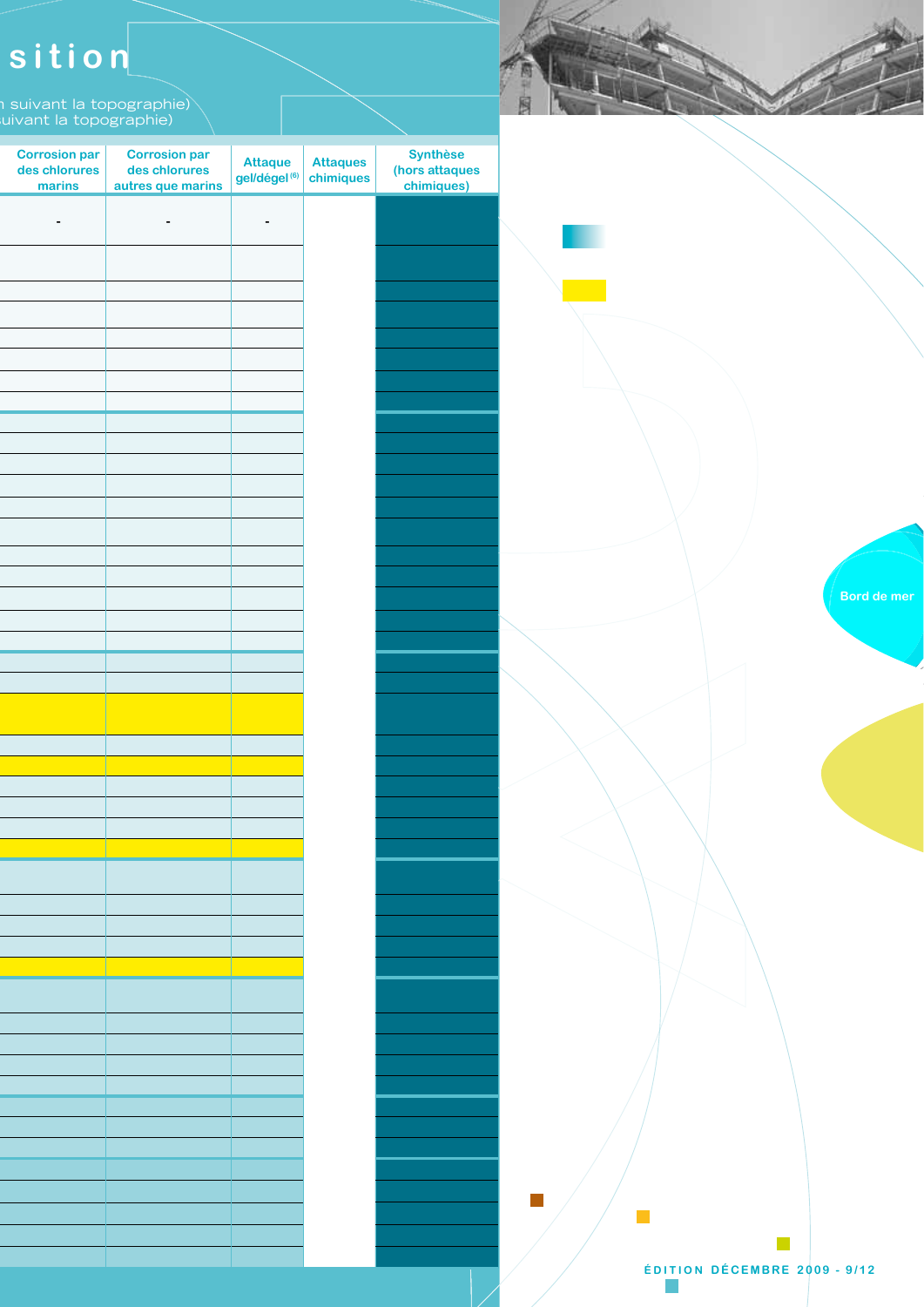# sition

n suivant la topographie)
uivant la topographie)

| Corrosion par des chlorures marins | Corrosion par des chlorures autres que marins | Attaque gel/dégel [6] | Attaques chimiques | Synthèse (hors attaques chimiques) |
|---|---|---|---|---|
| - | - | - | | |
| | | | | |
| | | | | |
| | | | | |
| | | | | |
| | | | | |
| | | | | |
| | | | | |
| | | | | |
| | | | | |
| | | | | |
| | | | | |
| | | | | |
| | | | | |
| | | | | |
| | | | | |
| | | | | |
| | | | | |
| | | | | |
| | | | | |
| | | | | |
| | | | | |
| | | | | |
| | | | | |
| | | | | |
| | | | | |
| | | | | |
| | | | | |
| | | | | |
| | | | | |
| | | | | |
| | | | | |
| | | | | |
| | | | | |
| | | | | |
| | | | | |
| | | | | |
| | | | | |
| | | | | |
| | | | | |
| | | | | |
| | | | | |
| | | | | |
| | | | | |
| | | | | |
| | | | | |
| | | | | |

Bord de mer